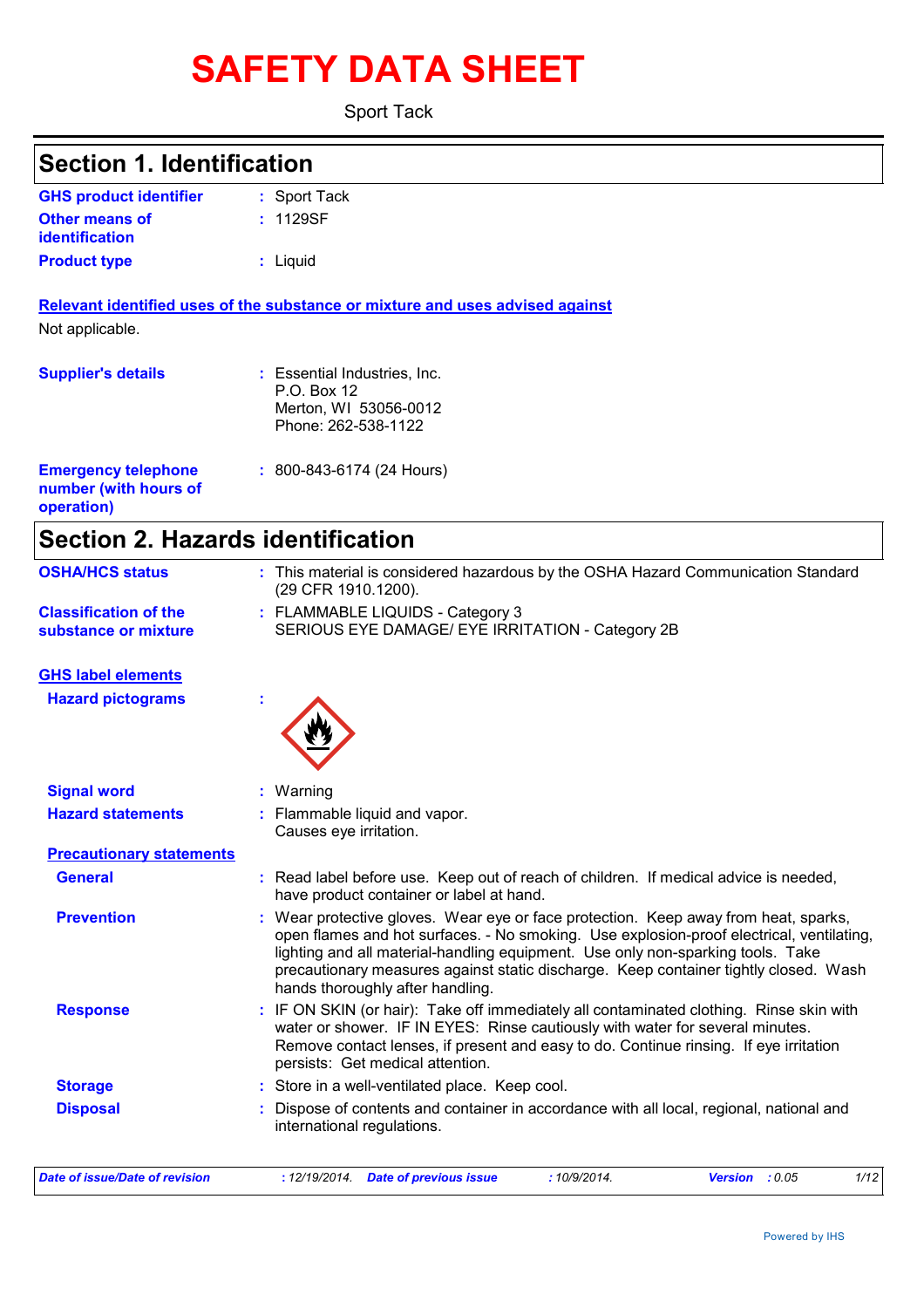# SAFETY DATA SHEET

Sport Tack

## Section 1. Identification

**GHS product identifier** : Sport Tack

**Other means of identification** : 1129SF

**Product type** : Liquid

**Relevant identified uses of the substance or mixture and uses advised against**

Not applicable.

**Supplier's details** : Essential Industries, Inc.
P.O. Box 12
Merton, WI 53056-0012
Phone: 262-538-1122

**Emergency telephone number (with hours of operation)** : 800-843-6174 (24 Hours)

## Section 2. Hazards identification

**OSHA/HCS status** : This material is considered hazardous by the OSHA Hazard Communication Standard (29 CFR 1910.1200).

**Classification of the substance or mixture** : FLAMMABLE LIQUIDS - Category 3
SERIOUS EYE DAMAGE/ EYE IRRITATION - Category 2B

**GHS label elements**

**Hazard pictograms** :

**Signal word** : Warning

**Hazard statements** : Flammable liquid and vapor.
Causes eye irritation.

**Precautionary statements**

**General** : Read label before use. Keep out of reach of children. If medical advice is needed, have product container or label at hand.

**Prevention** : Wear protective gloves. Wear eye or face protection. Keep away from heat, sparks, open flames and hot surfaces. - No smoking. Use explosion-proof electrical, ventilating, lighting and all material-handling equipment. Use only non-sparking tools. Take precautionary measures against static discharge. Keep container tightly closed. Wash hands thoroughly after handling.

**Response** : IF ON SKIN (or hair): Take off immediately all contaminated clothing. Rinse skin with water or shower. IF IN EYES: Rinse cautiously with water for several minutes. Remove contact lenses, if present and easy to do. Continue rinsing. If eye irritation persists: Get medical attention.

**Storage** : Store in a well-ventilated place. Keep cool.

**Disposal** : Dispose of contents and container in accordance with all local, regional, national and international regulations.

*Date of issue/Date of revision : 12/19/2014. Date of previous issue : 10/9/2014. Version : 0.05*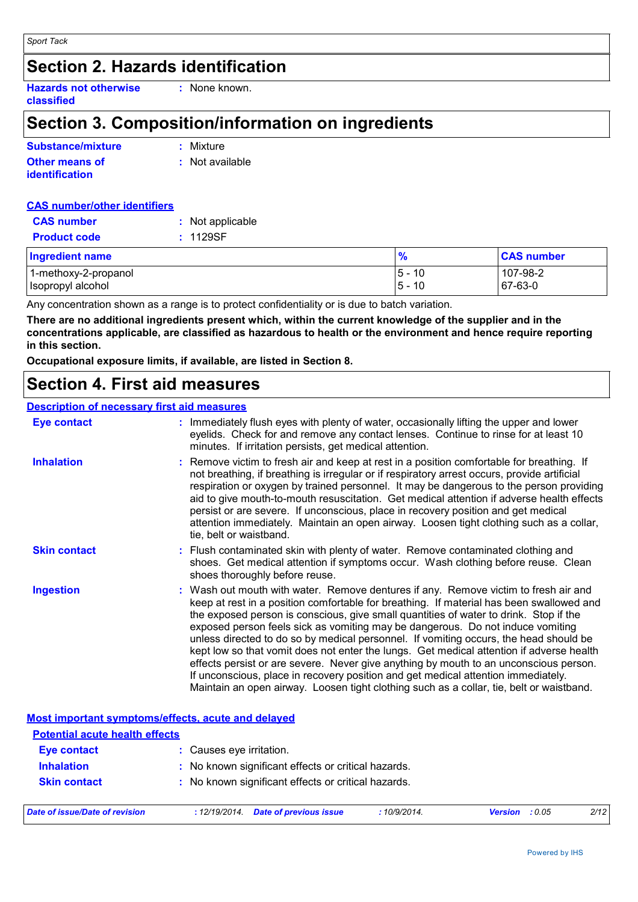## Section 2. Hazards identification

**Hazards not otherwise classified** : None known.

## Section 3. Composition/information on ingredients

**Substance/mixture** : Mixture

**Other means of identification** : Not available

**CAS number/other identifiers**

**CAS number** : Not applicable

**Product code** : 1129SF

| Ingredient name | % | CAS number |
|---|---|---|
| 1-methoxy-2-propanol | 5 - 10 | 107-98-2 |
| Isopropyl alcohol | 5 - 10 | 67-63-0 |

Any concentration shown as a range is to protect confidentiality or is due to batch variation.

**There are no additional ingredients present which, within the current knowledge of the supplier and in the concentrations applicable, are classified as hazardous to health or the environment and hence require reporting in this section.**

**Occupational exposure limits, if available, are listed in Section 8.**

## Section 4. First aid measures

**Description of necessary first aid measures**

**Eye contact** : Immediately flush eyes with plenty of water, occasionally lifting the upper and lower eyelids. Check for and remove any contact lenses. Continue to rinse for at least 10 minutes. If irritation persists, get medical attention.

**Inhalation** : Remove victim to fresh air and keep at rest in a position comfortable for breathing. If not breathing, if breathing is irregular or if respiratory arrest occurs, provide artificial respiration or oxygen by trained personnel. It may be dangerous to the person providing aid to give mouth-to-mouth resuscitation. Get medical attention if adverse health effects persist or are severe. If unconscious, place in recovery position and get medical attention immediately. Maintain an open airway. Loosen tight clothing such as a collar, tie, belt or waistband.

**Skin contact** : Flush contaminated skin with plenty of water. Remove contaminated clothing and shoes. Get medical attention if symptoms occur. Wash clothing before reuse. Clean shoes thoroughly before reuse.

**Ingestion** : Wash out mouth with water. Remove dentures if any. Remove victim to fresh air and keep at rest in a position comfortable for breathing. If material has been swallowed and the exposed person is conscious, give small quantities of water to drink. Stop if the exposed person feels sick as vomiting may be dangerous. Do not induce vomiting unless directed to do so by medical personnel. If vomiting occurs, the head should be kept low so that vomit does not enter the lungs. Get medical attention if adverse health effects persist or are severe. Never give anything by mouth to an unconscious person. If unconscious, place in recovery position and get medical attention immediately. Maintain an open airway. Loosen tight clothing such as a collar, tie, belt or waistband.

**Most important symptoms/effects, acute and delayed**

**Potential acute health effects**

**Eye contact** : Causes eye irritation.

**Inhalation** : No known significant effects or critical hazards.

**Skin contact** : No known significant effects or critical hazards.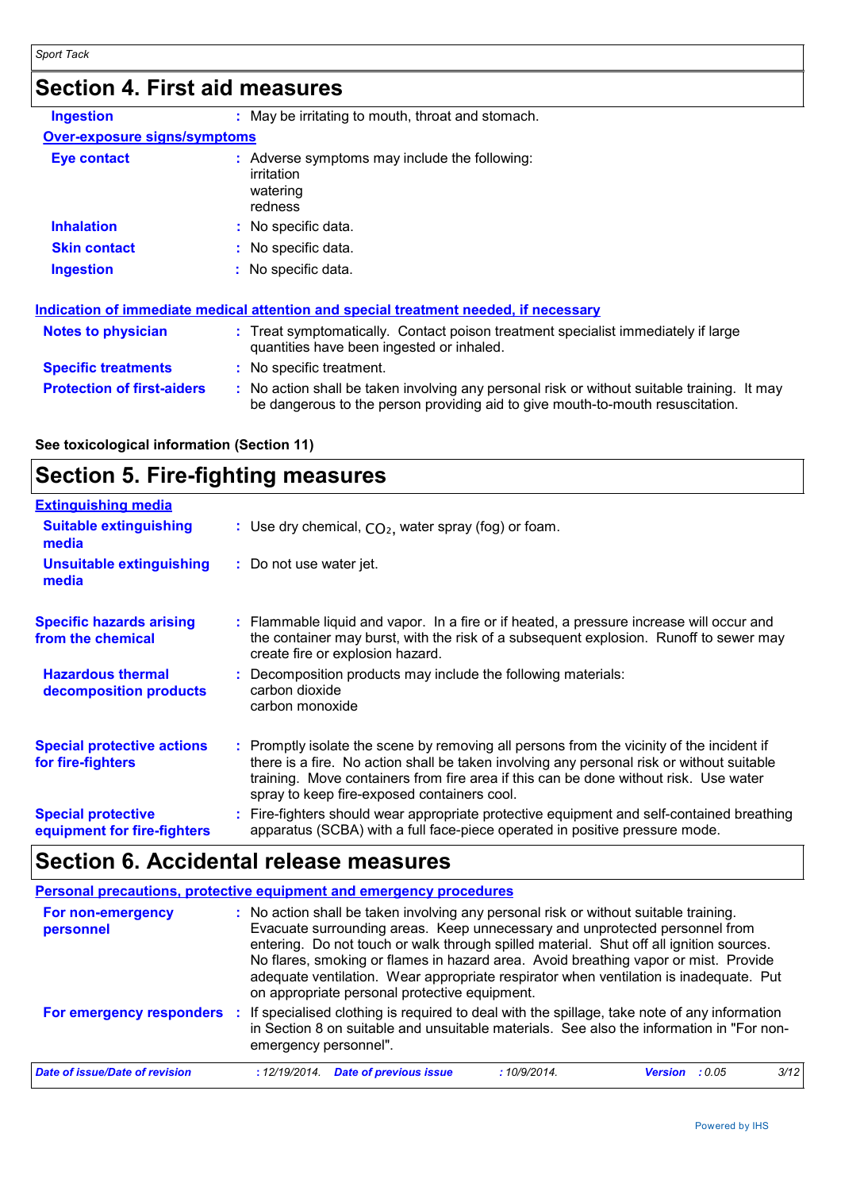# Section 4. First aid measures

**Ingestion** : May be irritating to mouth, throat and stomach.

**Over-exposure signs/symptoms**

**Eye contact** : Adverse symptoms may include the following:
irritation
watering
redness

**Inhalation** : No specific data.

**Skin contact** : No specific data.

**Ingestion** : No specific data.

**Indication of immediate medical attention and special treatment needed, if necessary**

**Notes to physician** : Treat symptomatically. Contact poison treatment specialist immediately if large quantities have been ingested or inhaled.

**Specific treatments** : No specific treatment.

**Protection of first-aiders** : No action shall be taken involving any personal risk or without suitable training. It may be dangerous to the person providing aid to give mouth-to-mouth resuscitation.

**See toxicological information (Section 11)**

# Section 5. Fire-fighting measures

**Extinguishing media**

**Suitable extinguishing media** : Use dry chemical, $CO_2$, water spray (fog) or foam.

**Unsuitable extinguishing media** : Do not use water jet.

**Specific hazards arising from the chemical** : Flammable liquid and vapor. In a fire or if heated, a pressure increase will occur and the container may burst, with the risk of a subsequent explosion. Runoff to sewer may create fire or explosion hazard.

**Hazardous thermal decomposition products** : Decomposition products may include the following materials:
carbon dioxide
carbon monoxide

**Special protective actions for fire-fighters** : Promptly isolate the scene by removing all persons from the vicinity of the incident if there is a fire. No action shall be taken involving any personal risk or without suitable training. Move containers from fire area if this can be done without risk. Use water spray to keep fire-exposed containers cool.

**Special protective equipment for fire-fighters** : Fire-fighters should wear appropriate protective equipment and self-contained breathing apparatus (SCBA) with a full face-piece operated in positive pressure mode.

# Section 6. Accidental release measures

**Personal precautions, protective equipment and emergency procedures**

**For non-emergency personnel** : No action shall be taken involving any personal risk or without suitable training. Evacuate surrounding areas. Keep unnecessary and unprotected personnel from entering. Do not touch or walk through spilled material. Shut off all ignition sources. No flares, smoking or flames in hazard area. Avoid breathing vapor or mist. Provide adequate ventilation. Wear appropriate respirator when ventilation is inadequate. Put on appropriate personal protective equipment.

**For emergency responders** : If specialised clothing is required to deal with the spillage, take note of any information in Section 8 on suitable and unsuitable materials. See also the information in "For non-emergency personnel".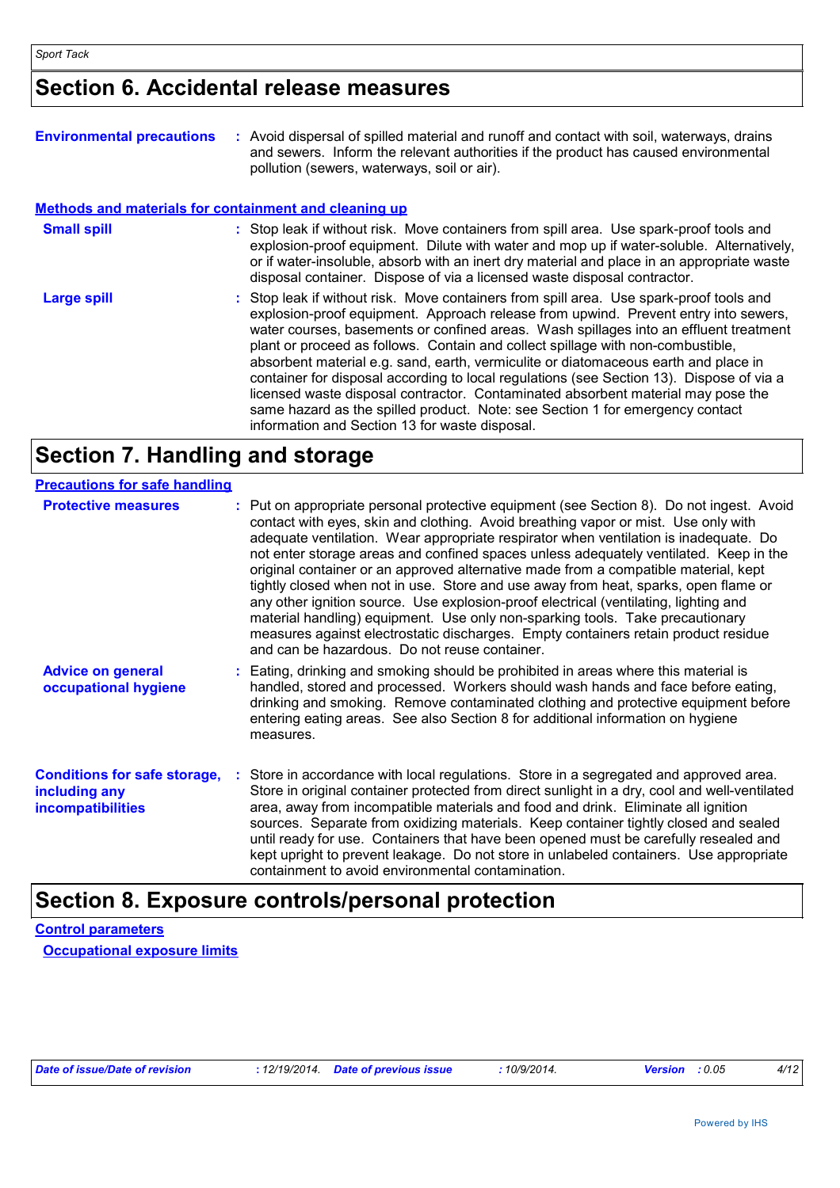## Section 6. Accidental release measures

**Environmental precautions** : Avoid dispersal of spilled material and runoff and contact with soil, waterways, drains and sewers. Inform the relevant authorities if the product has caused environmental pollution (sewers, waterways, soil or air).

### Methods and materials for containment and cleaning up

**Small spill** : Stop leak if without risk. Move containers from spill area. Use spark-proof tools and explosion-proof equipment. Dilute with water and mop up if water-soluble. Alternatively, or if water-insoluble, absorb with an inert dry material and place in an appropriate waste disposal container. Dispose of via a licensed waste disposal contractor.

**Large spill** : Stop leak if without risk. Move containers from spill area. Use spark-proof tools and explosion-proof equipment. Approach release from upwind. Prevent entry into sewers, water courses, basements or confined areas. Wash spillages into an effluent treatment plant or proceed as follows. Contain and collect spillage with non-combustible, absorbent material e.g. sand, earth, vermiculite or diatomaceous earth and place in container for disposal according to local regulations (see Section 13). Dispose of via a licensed waste disposal contractor. Contaminated absorbent material may pose the same hazard as the spilled product. Note: see Section 1 for emergency contact information and Section 13 for waste disposal.

## Section 7. Handling and storage

### Precautions for safe handling

**Protective measures** : Put on appropriate personal protective equipment (see Section 8). Do not ingest. Avoid contact with eyes, skin and clothing. Avoid breathing vapor or mist. Use only with adequate ventilation. Wear appropriate respirator when ventilation is inadequate. Do not enter storage areas and confined spaces unless adequately ventilated. Keep in the original container or an approved alternative made from a compatible material, kept tightly closed when not in use. Store and use away from heat, sparks, open flame or any other ignition source. Use explosion-proof electrical (ventilating, lighting and material handling) equipment. Use only non-sparking tools. Take precautionary measures against electrostatic discharges. Empty containers retain product residue and can be hazardous. Do not reuse container.

**Advice on general occupational hygiene** : Eating, drinking and smoking should be prohibited in areas where this material is handled, stored and processed. Workers should wash hands and face before eating, drinking and smoking. Remove contaminated clothing and protective equipment before entering eating areas. See also Section 8 for additional information on hygiene measures.

**Conditions for safe storage, including any incompatibilities** : Store in accordance with local regulations. Store in a segregated and approved area. Store in original container protected from direct sunlight in a dry, cool and well-ventilated area, away from incompatible materials and food and drink. Eliminate all ignition sources. Separate from oxidizing materials. Keep container tightly closed and sealed until ready for use. Containers that have been opened must be carefully resealed and kept upright to prevent leakage. Do not store in unlabeled containers. Use appropriate containment to avoid environmental contamination.

## Section 8. Exposure controls/personal protection

### Control parameters

#### Occupational exposure limits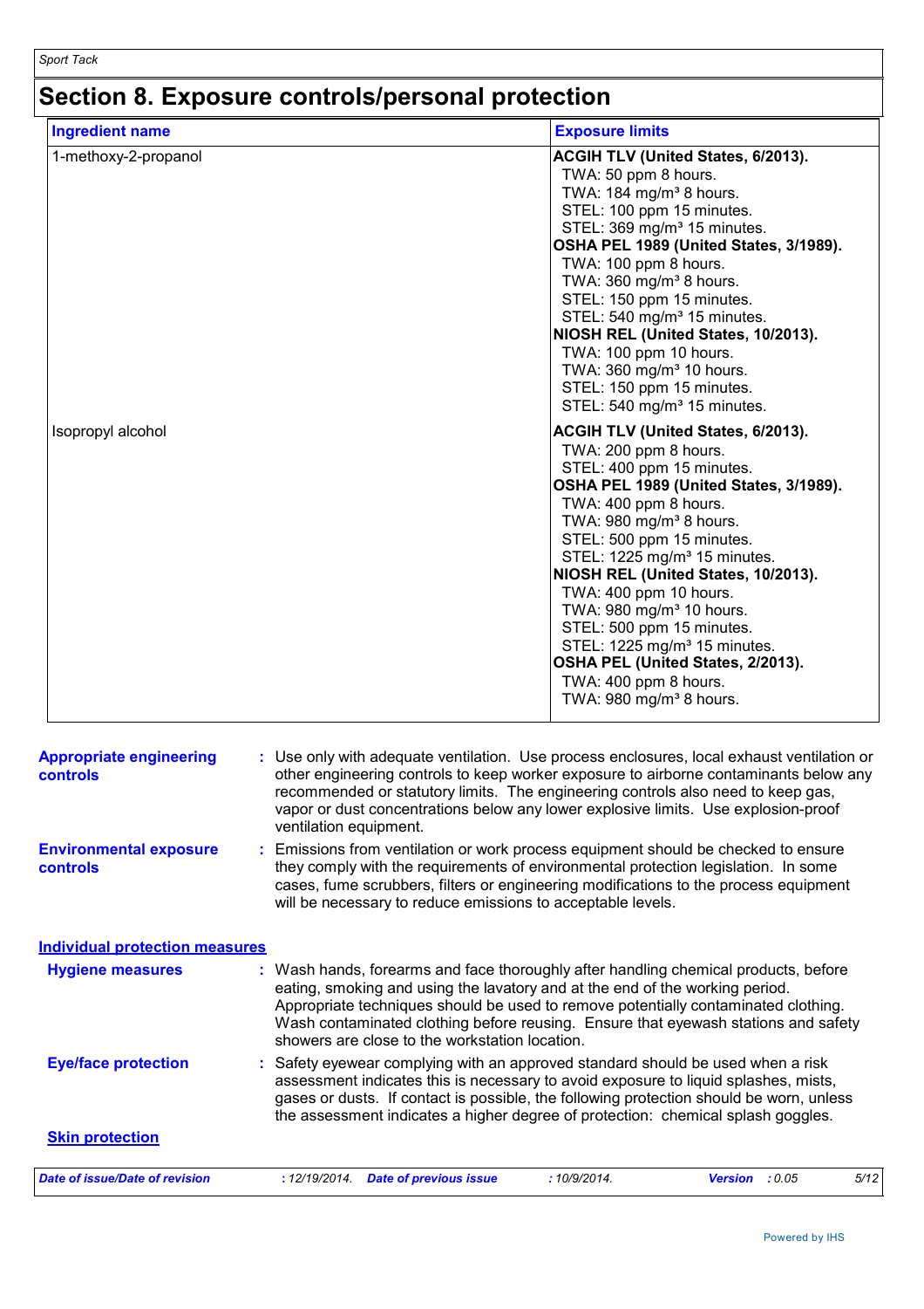# Section 8. Exposure controls/personal protection

| Ingredient name | Exposure limits |
|---|---|
| 1-methoxy-2-propanol | **ACGIH TLV (United States, 6/2013).**<br>TWA: 50 ppm 8 hours.<br>TWA: 184 mg/m³ 8 hours.<br>STEL: 100 ppm 15 minutes.<br>STEL: 369 mg/m³ 15 minutes.<br>**OSHA PEL 1989 (United States, 3/1989).**<br>TWA: 100 ppm 8 hours.<br>TWA: 360 mg/m³ 8 hours.<br>STEL: 150 ppm 15 minutes.<br>STEL: 540 mg/m³ 15 minutes.<br>**NIOSH REL (United States, 10/2013).**<br>TWA: 100 ppm 10 hours.<br>TWA: 360 mg/m³ 10 hours.<br>STEL: 150 ppm 15 minutes.<br>STEL: 540 mg/m³ 15 minutes. |
| Isopropyl alcohol | **ACGIH TLV (United States, 6/2013).**<br>TWA: 200 ppm 8 hours.<br>STEL: 400 ppm 15 minutes.<br>**OSHA PEL 1989 (United States, 3/1989).**<br>TWA: 400 ppm 8 hours.<br>TWA: 980 mg/m³ 8 hours.<br>STEL: 500 ppm 15 minutes.<br>STEL: 1225 mg/m³ 15 minutes.<br>**NIOSH REL (United States, 10/2013).**<br>TWA: 400 ppm 10 hours.<br>TWA: 980 mg/m³ 10 hours.<br>STEL: 500 ppm 15 minutes.<br>STEL: 1225 mg/m³ 15 minutes.<br>**OSHA PEL (United States, 2/2013).**<br>TWA: 400 ppm 8 hours.<br>TWA: 980 mg/m³ 8 hours. |

**Appropriate engineering controls** : Use only with adequate ventilation. Use process enclosures, local exhaust ventilation or other engineering controls to keep worker exposure to airborne contaminants below any recommended or statutory limits. The engineering controls also need to keep gas, vapor or dust concentrations below any lower explosive limits. Use explosion-proof ventilation equipment.

**Environmental exposure controls** : Emissions from ventilation or work process equipment should be checked to ensure they comply with the requirements of environmental protection legislation. In some cases, fume scrubbers, filters or engineering modifications to the process equipment will be necessary to reduce emissions to acceptable levels.

## Individual protection measures

**Hygiene measures** : Wash hands, forearms and face thoroughly after handling chemical products, before eating, smoking and using the lavatory and at the end of the working period. Appropriate techniques should be used to remove potentially contaminated clothing. Wash contaminated clothing before reusing. Ensure that eyewash stations and safety showers are close to the workstation location.

**Eye/face protection** : Safety eyewear complying with an approved standard should be used when a risk assessment indicates this is necessary to avoid exposure to liquid splashes, mists, gases or dusts. If contact is possible, the following protection should be worn, unless the assessment indicates a higher degree of protection: chemical splash goggles.

**Skin protection**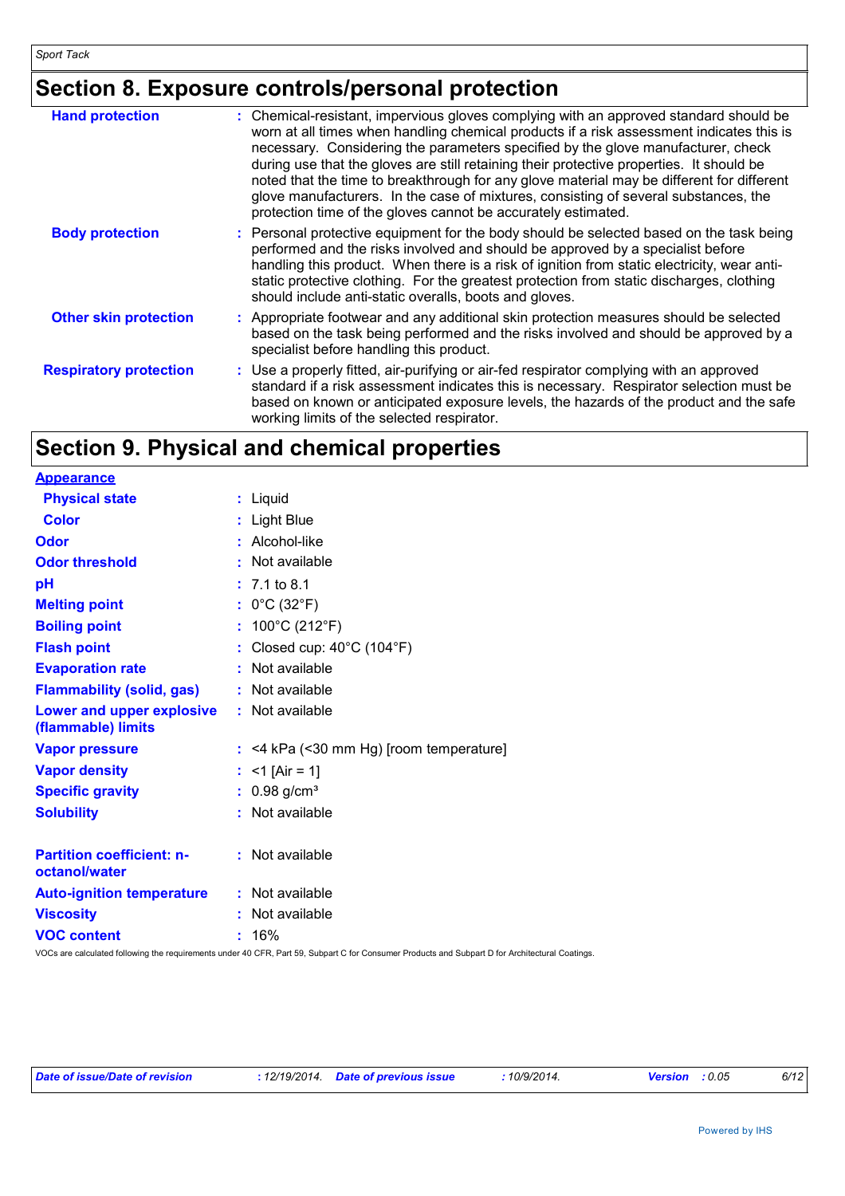## Section 8. Exposure controls/personal protection

**Hand protection** : Chemical-resistant, impervious gloves complying with an approved standard should be worn at all times when handling chemical products if a risk assessment indicates this is necessary. Considering the parameters specified by the glove manufacturer, check during use that the gloves are still retaining their protective properties. It should be noted that the time to breakthrough for any glove material may be different for different glove manufacturers. In the case of mixtures, consisting of several substances, the protection time of the gloves cannot be accurately estimated.

**Body protection** : Personal protective equipment for the body should be selected based on the task being performed and the risks involved and should be approved by a specialist before handling this product. When there is a risk of ignition from static electricity, wear anti-static protective clothing. For the greatest protection from static discharges, clothing should include anti-static overalls, boots and gloves.

**Other skin protection** : Appropriate footwear and any additional skin protection measures should be selected based on the task being performed and the risks involved and should be approved by a specialist before handling this product.

**Respiratory protection** : Use a properly fitted, air-purifying or air-fed respirator complying with an approved standard if a risk assessment indicates this is necessary. Respirator selection must be based on known or anticipated exposure levels, the hazards of the product and the safe working limits of the selected respirator.

## Section 9. Physical and chemical properties

**Appearance**

| | |
|---|---|
| **Physical state** | : Liquid |
| **Color** | : Light Blue |
| **Odor** | : Alcohol-like |
| **Odor threshold** | : Not available |
| **pH** | : 7.1 to 8.1 |
| **Melting point** | : 0°C (32°F) |
| **Boiling point** | : 100°C (212°F) |
| **Flash point** | : Closed cup: 40°C (104°F) |
| **Evaporation rate** | : Not available |
| **Flammability (solid, gas)** | : Not available |
| **Lower and upper explosive (flammable) limits** | : Not available |
| **Vapor pressure** | : <4 kPa (<30 mm Hg) [room temperature] |
| **Vapor density** | : <1 [Air = 1] |
| **Specific gravity** | : 0.98 g/cm³ |
| **Solubility** | : Not available |
| **Partition coefficient: n-octanol/water** | : Not available |
| **Auto-ignition temperature** | : Not available |
| **Viscosity** | : Not available |
| **VOC content** | : 16% |

VOCs are calculated following the requirements under 40 CFR, Part 59, Subpart C for Consumer Products and Subpart D for Architectural Coatings.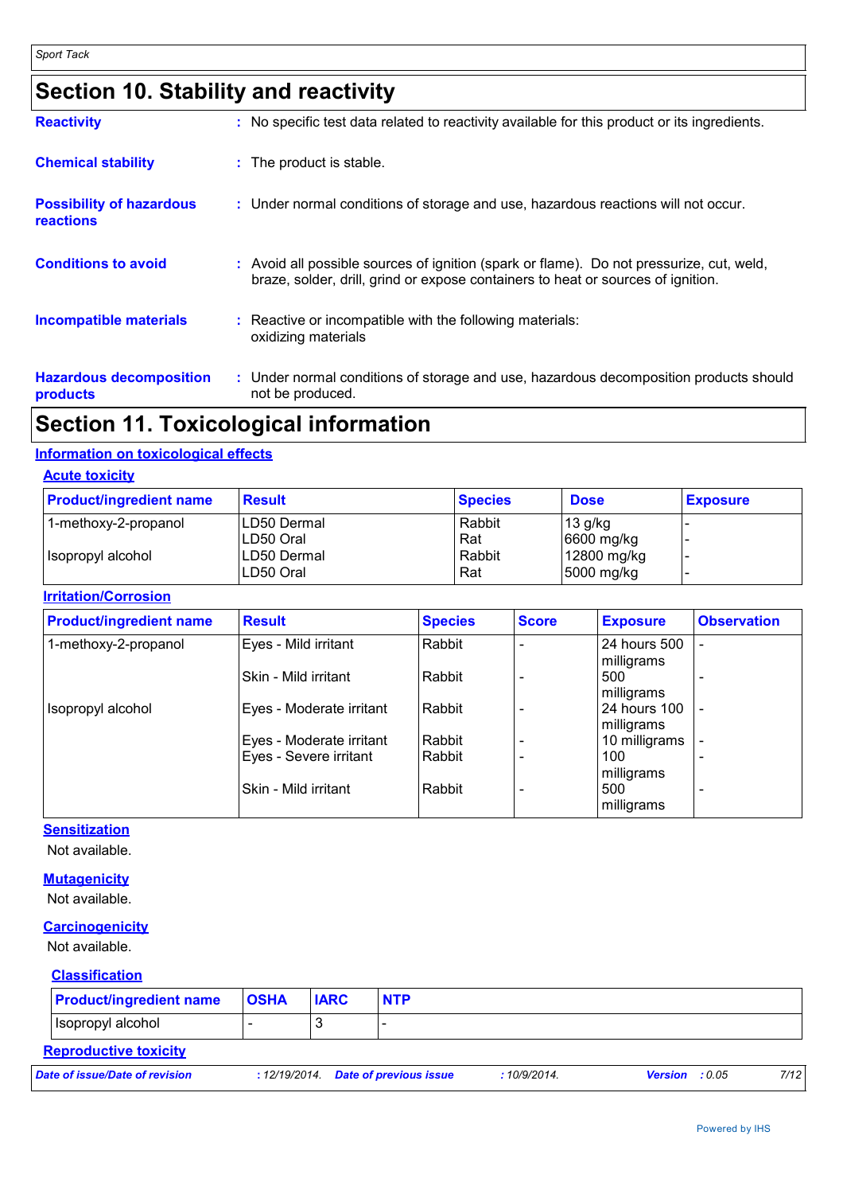## Section 10. Stability and reactivity

**Reactivity** : No specific test data related to reactivity available for this product or its ingredients.

**Chemical stability** : The product is stable.

**Possibility of hazardous reactions** : Under normal conditions of storage and use, hazardous reactions will not occur.

**Conditions to avoid** : Avoid all possible sources of ignition (spark or flame). Do not pressurize, cut, weld, braze, solder, drill, grind or expose containers to heat or sources of ignition.

**Incompatible materials** : Reactive or incompatible with the following materials: oxidizing materials

**Hazardous decomposition products** : Under normal conditions of storage and use, hazardous decomposition products should not be produced.

## Section 11. Toxicological information

### Information on toxicological effects

#### Acute toxicity

| Product/ingredient name | Result | Species | Dose | Exposure |
|---|---|---|---|---|
| 1-methoxy-2-propanol | LD50 Dermal | Rabbit | 13 g/kg | - |
| | LD50 Oral | Rat | 6600 mg/kg | - |
| Isopropyl alcohol | LD50 Dermal | Rabbit | 12800 mg/kg | - |
| | LD50 Oral | Rat | 5000 mg/kg | - |

#### Irritation/Corrosion

| Product/ingredient name | Result | Species | Score | Exposure | Observation |
|---|---|---|---|---|---|
| 1-methoxy-2-propanol | Eyes - Mild irritant | Rabbit | - | 24 hours 500 milligrams | - |
| | Skin - Mild irritant | Rabbit | - | 500 milligrams | - |
| Isopropyl alcohol | Eyes - Moderate irritant | Rabbit | - | 24 hours 100 milligrams | - |
| | Eyes - Moderate irritant | Rabbit | - | 10 milligrams | - |
| | Eyes - Severe irritant | Rabbit | - | 100 milligrams | - |
| | Skin - Mild irritant | Rabbit | - | 500 milligrams | - |

#### Sensitization

Not available.

#### Mutagenicity

Not available.

#### Carcinogenicity

Not available.

#### Classification

| Product/ingredient name | OSHA | IARC | NTP |
|---|---|---|---|
| Isopropyl alcohol | - | 3 | - |

#### Reproductive toxicity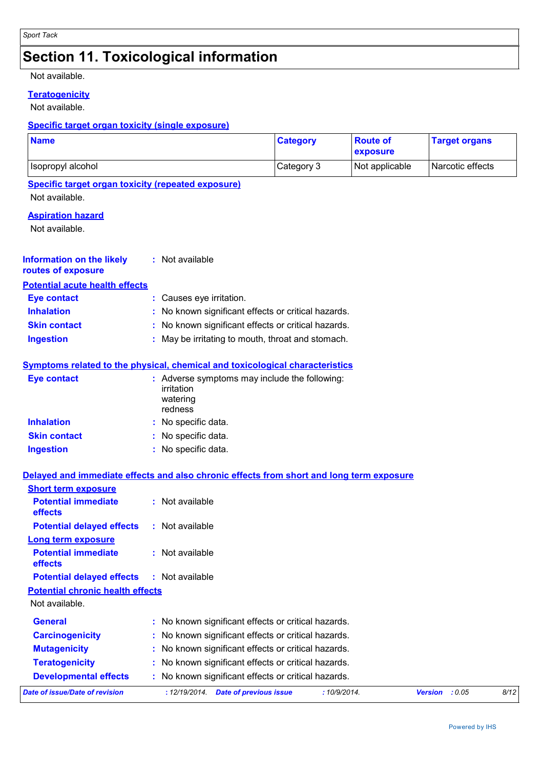## Section 11. Toxicological information

Not available.

**Teratogenicity**

Not available.

**Specific target organ toxicity (single exposure)**

| Name | Category | Route of exposure | Target organs |
| --- | --- | --- | --- |
| Isopropyl alcohol | Category 3 | Not applicable | Narcotic effects |

**Specific target organ toxicity (repeated exposure)**

Not available.

**Aspiration hazard**

Not available.

**Information on the likely routes of exposure** : Not available

**Potential acute health effects**

- **Eye contact** : Causes eye irritation.
- **Inhalation** : No known significant effects or critical hazards.
- **Skin contact** : No known significant effects or critical hazards.
- **Ingestion** : May be irritating to mouth, throat and stomach.

**Symptoms related to the physical, chemical and toxicological characteristics**

- **Eye contact** : Adverse symptoms may include the following:
  irritation
  watering
  redness
- **Inhalation** : No specific data.
- **Skin contact** : No specific data.
- **Ingestion** : No specific data.

**Delayed and immediate effects and also chronic effects from short and long term exposure**

**Short term exposure**

- **Potential immediate effects** : Not available
- **Potential delayed effects** : Not available

**Long term exposure**

- **Potential immediate effects** : Not available
- **Potential delayed effects** : Not available

**Potential chronic health effects**

Not available.

- **General** : No known significant effects or critical hazards.
- **Carcinogenicity** : No known significant effects or critical hazards.
- **Mutagenicity** : No known significant effects or critical hazards.
- **Teratogenicity** : No known significant effects or critical hazards.
- **Developmental effects** : No known significant effects or critical hazards.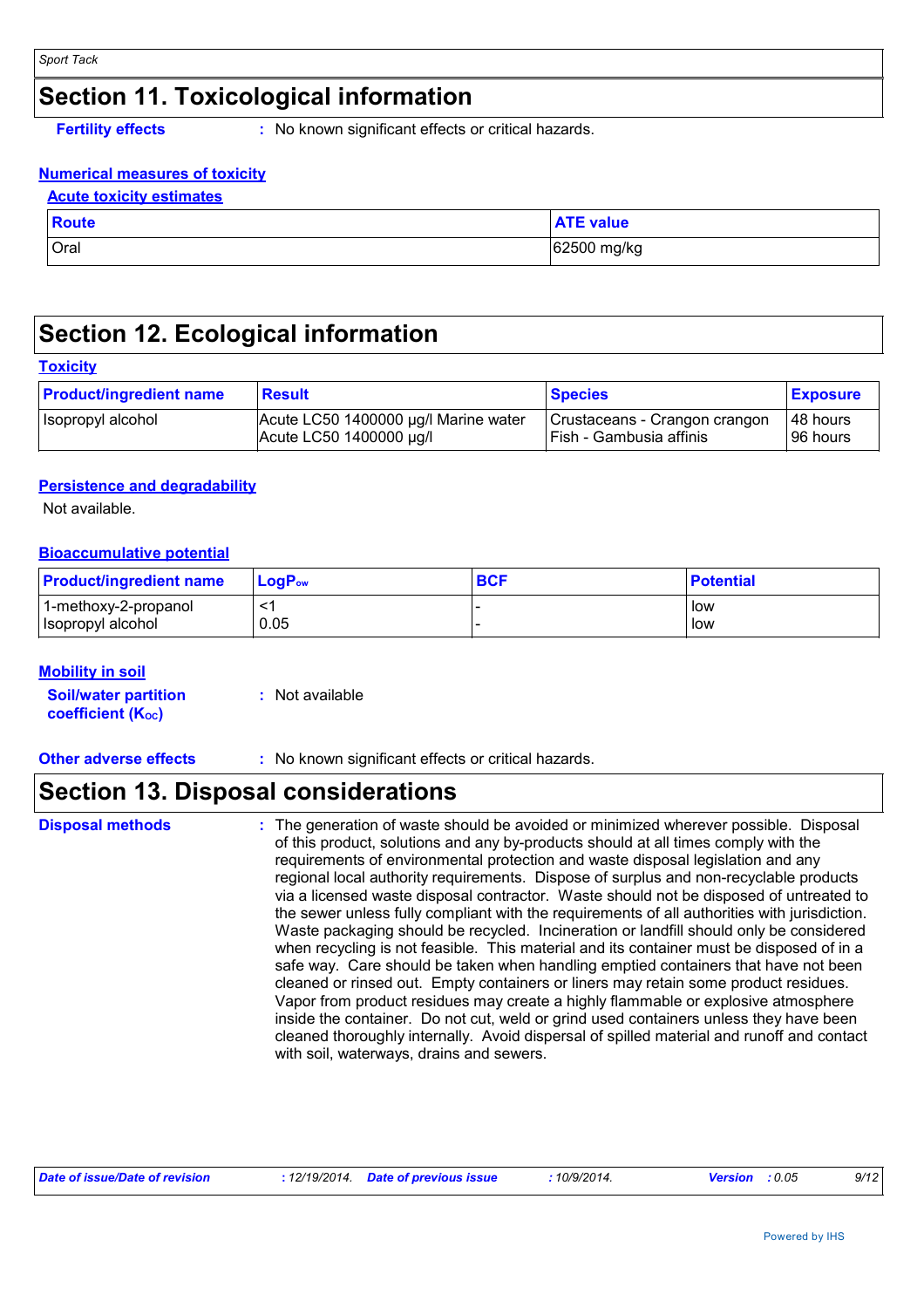# Section 11. Toxicological information

**Fertility effects** : No known significant effects or critical hazards.

### Numerical measures of toxicity

#### Acute toxicity estimates

| Route | ATE value |
| --- | --- |
| Oral | 62500 mg/kg |

# Section 12. Ecological information

### Toxicity

| Product/ingredient name | Result | Species | Exposure |
| --- | --- | --- | --- |
| Isopropyl alcohol | Acute LC50 1400000 µg/l Marine water<br>Acute LC50 1400000 µg/l | Crustaceans - Crangon crangon<br>Fish - Gambusia affinis | 48 hours<br>96 hours |

### Persistence and degradability

Not available.

### Bioaccumulative potential

| Product/ingredient name | $LogP_{ow}$ | BCF | Potential |
| --- | --- | --- | --- |
| 1-methoxy-2-propanol | <1 | - | low |
| Isopropyl alcohol | 0.05 | - | low |

### Mobility in soil

**Soil/water partition coefficient ($K_{OC}$)** : Not available

**Other adverse effects** : No known significant effects or critical hazards.

# Section 13. Disposal considerations

**Disposal methods** : The generation of waste should be avoided or minimized wherever possible. Disposal of this product, solutions and any by-products should at all times comply with the requirements of environmental protection and waste disposal legislation and any regional local authority requirements. Dispose of surplus and non-recyclable products via a licensed waste disposal contractor. Waste should not be disposed of untreated to the sewer unless fully compliant with the requirements of all authorities with jurisdiction. Waste packaging should be recycled. Incineration or landfill should only be considered when recycling is not feasible. This material and its container must be disposed of in a safe way. Care should be taken when handling emptied containers that have not been cleaned or rinsed out. Empty containers or liners may retain some product residues. Vapor from product residues may create a highly flammable or explosive atmosphere inside the container. Do not cut, weld or grind used containers unless they have been cleaned thoroughly internally. Avoid dispersal of spilled material and runoff and contact with soil, waterways, drains and sewers.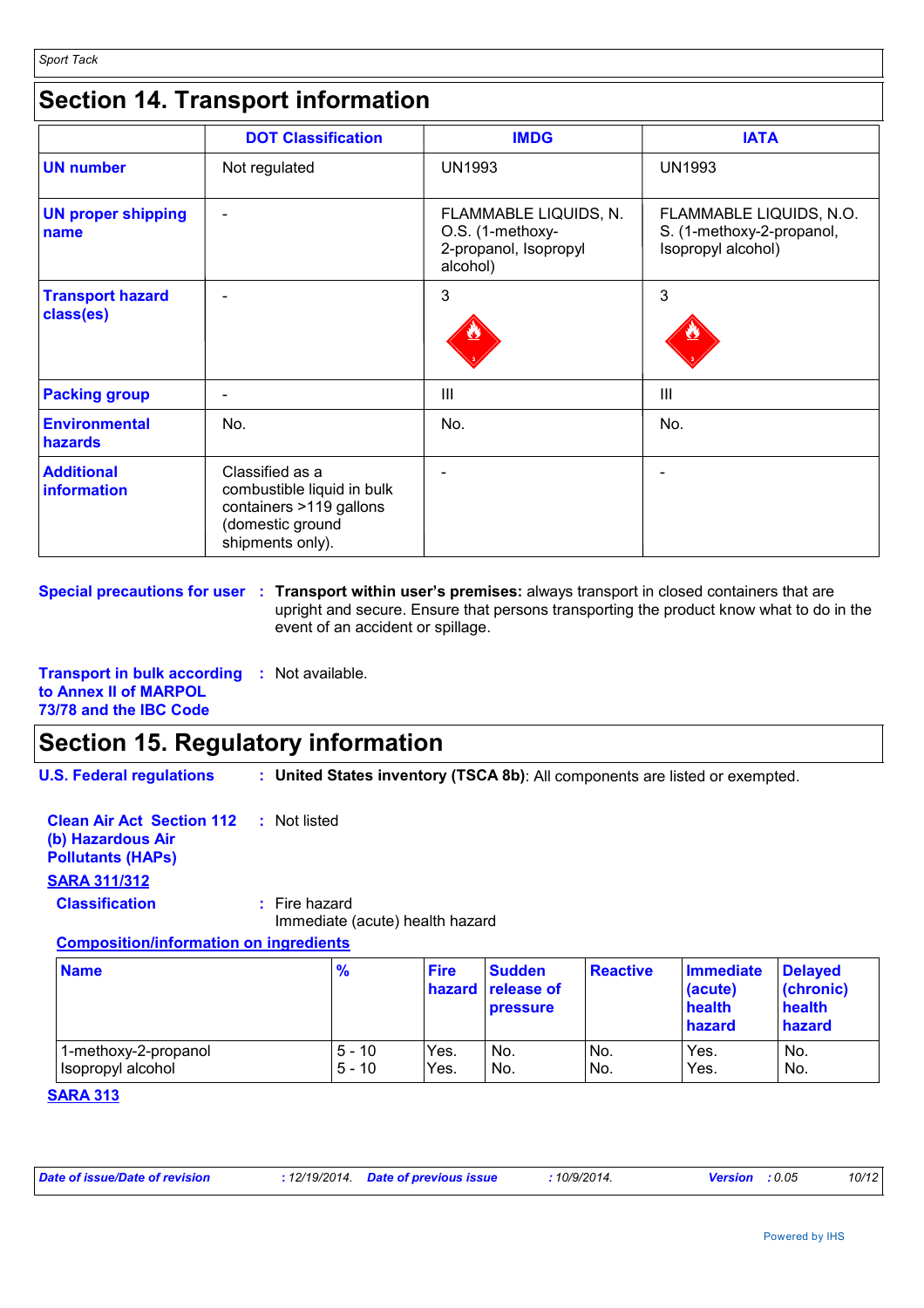## Section 14. Transport information

| | DOT Classification | IMDG | IATA |
|---|---|---|---|
| **UN number** | Not regulated | UN1993 | UN1993 |
| **UN proper shipping name** | - | FLAMMABLE LIQUIDS, N.O.S. (1-methoxy-2-propanol, Isopropyl alcohol) | FLAMMABLE LIQUIDS, N.O.S. (1-methoxy-2-propanol, Isopropyl alcohol) |
| **Transport hazard class(es)** | - | 3 | 3 |
| **Packing group** | - | III | III |
| **Environmental hazards** | No. | No. | No. |
| **Additional information** | Classified as a combustible liquid in bulk containers >119 gallons (domestic ground shipments only). | - | - |

**Special precautions for user** : **Transport within user's premises:** always transport in closed containers that are upright and secure. Ensure that persons transporting the product know what to do in the event of an accident or spillage.

**Transport in bulk according to Annex II of MARPOL 73/78 and the IBC Code** : Not available.

## Section 15. Regulatory information

**U.S. Federal regulations** : **United States inventory (TSCA 8b)**: All components are listed or exempted.

**Clean Air Act Section 112 (b) Hazardous Air Pollutants (HAPs)** : Not listed

**SARA 311/312**

**Classification** : Fire hazard
Immediate (acute) health hazard

**Composition/information on ingredients**

| Name | % | Fire hazard | Sudden release of pressure | Reactive | Immediate (acute) health hazard | Delayed (chronic) health hazard |
|---|---|---|---|---|---|---|
| 1-methoxy-2-propanol | 5 - 10 | Yes. | No. | No. | Yes. | No. |
| Isopropyl alcohol | 5 - 10 | Yes. | No. | No. | Yes. | No. |

**SARA 313**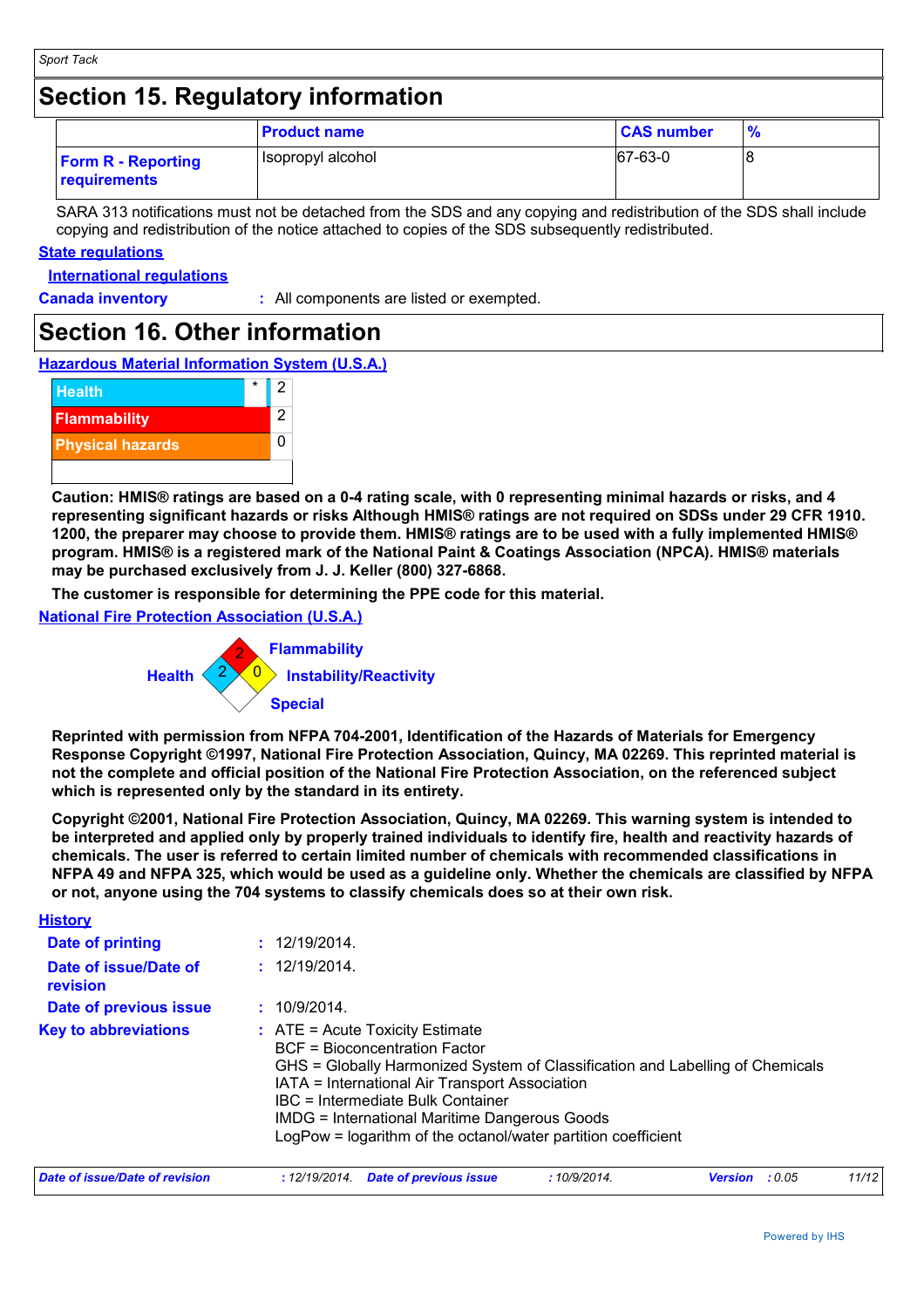## Section 15. Regulatory information

| | Product name | CAS number | % |
|---|---|---|---|
| **Form R - Reporting requirements** | Isopropyl alcohol | 67-63-0 | 8 |

SARA 313 notifications must not be detached from the SDS and any copying and redistribution of the SDS shall include copying and redistribution of the notice attached to copies of the SDS subsequently redistributed.

**State regulations**

**International regulations**

**Canada inventory** : All components are listed or exempted.

## Section 16. Other information

**Hazardous Material Information System (U.S.A.)**

| | | |
|---|---|---|
| Health | * | 2 |
| Flammability | | 2 |
| Physical hazards | | 0 |

**Caution: HMIS® ratings are based on a 0-4 rating scale, with 0 representing minimal hazards or risks, and 4 representing significant hazards or risks Although HMIS® ratings are not required on SDSs under 29 CFR 1910. 1200, the preparer may choose to provide them. HMIS® ratings are to be used with a fully implemented HMIS® program. HMIS® is a registered mark of the National Paint & Coatings Association (NPCA). HMIS® materials may be purchased exclusively from J. J. Keller (800) 327-6868.**

**The customer is responsible for determining the PPE code for this material.**

**National Fire Protection Association (U.S.A.)**

Flammability: 2
Health: 2
Instability/Reactivity: 0
Special:

**Reprinted with permission from NFPA 704-2001, Identification of the Hazards of Materials for Emergency Response Copyright ©1997, National Fire Protection Association, Quincy, MA 02269. This reprinted material is not the complete and official position of the National Fire Protection Association, on the referenced subject which is represented only by the standard in its entirety.**

**Copyright ©2001, National Fire Protection Association, Quincy, MA 02269. This warning system is intended to be interpreted and applied only by properly trained individuals to identify fire, health and reactivity hazards of chemicals. The user is referred to certain limited number of chemicals with recommended classifications in NFPA 49 and NFPA 325, which would be used as a guideline only. Whether the chemicals are classified by NFPA or not, anyone using the 704 systems to classify chemicals does so at their own risk.**

**History**

**Date of printing** : 12/19/2014.

**Date of issue/Date of revision** : 12/19/2014.

**Date of previous issue** : 10/9/2014.

**Key to abbreviations** :
ATE = Acute Toxicity Estimate
BCF = Bioconcentration Factor
GHS = Globally Harmonized System of Classification and Labelling of Chemicals
IATA = International Air Transport Association
IBC = Intermediate Bulk Container
IMDG = International Maritime Dangerous Goods
LogPow = logarithm of the octanol/water partition coefficient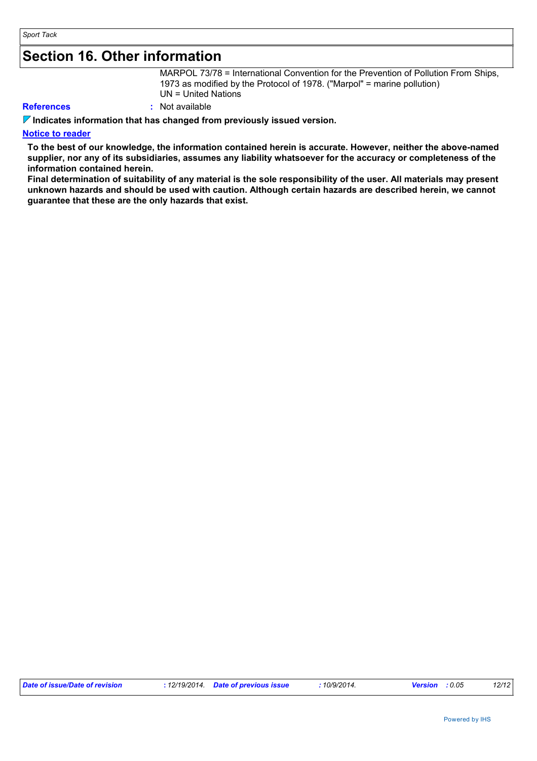# Section 16. Other information

MARPOL 73/78 = International Convention for the Prevention of Pollution From Ships, 1973 as modified by the Protocol of 1978. ("Marpol" = marine pollution)
UN = United Nations

**References** : Not available

**Indicates information that has changed from previously issued version.**

**Notice to reader**

**To the best of our knowledge, the information contained herein is accurate. However, neither the above-named supplier, nor any of its subsidiaries, assumes any liability whatsoever for the accuracy or completeness of the information contained herein.**

**Final determination of suitability of any material is the sole responsibility of the user. All materials may present unknown hazards and should be used with caution. Although certain hazards are described herein, we cannot guarantee that these are the only hazards that exist.**